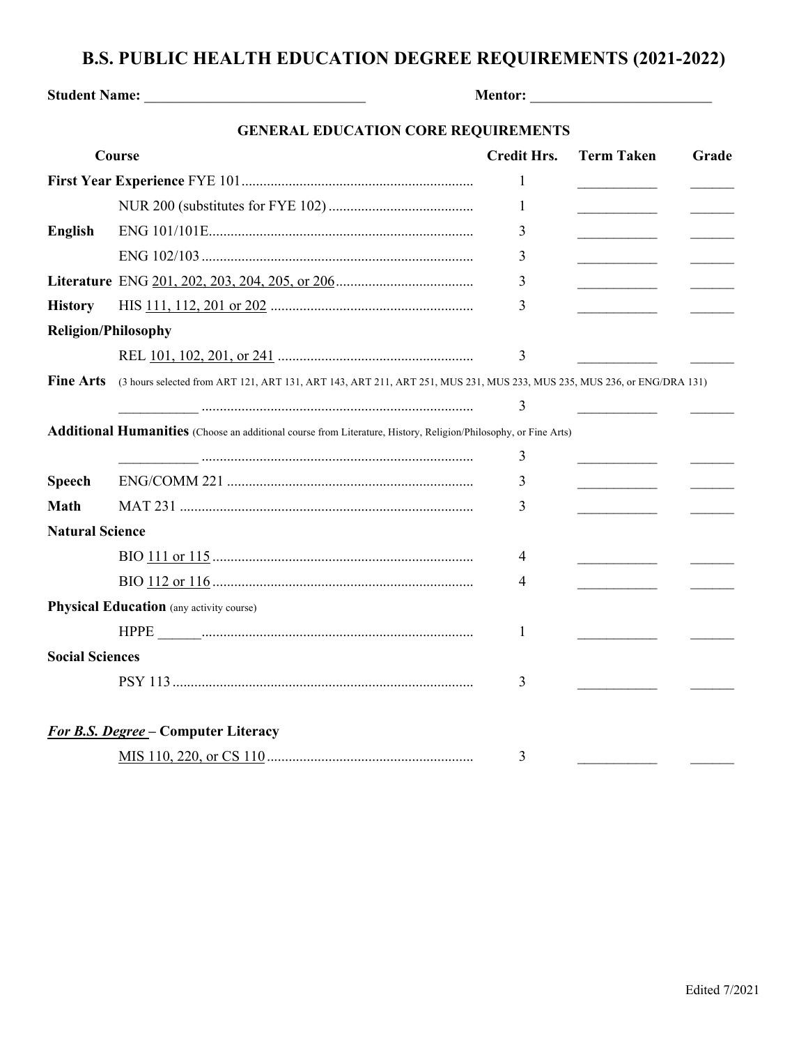# B.S. PUBLIC HEALTH EDUCATION DEGREE REQUIREMENTS (2021-2022)

**Student Name:** ______________________________ **Mentor:** ________________________

## GENERAL EDUCATION CORE REQUIREMENTS

| Course | | Credit Hrs. | Term Taken | Grade |
|---|---|---|---|---|
| **First Year Experience** | FYE 101 | 1 | ___________ | ______ |
| | NUR 200 (substitutes for FYE 102) | 1 | ___________ | ______ |
| **English** | ENG 101/101E | 3 | ___________ | ______ |
| | ENG 102/103 | 3 | ___________ | ______ |
| **Literature** | ENG 201, 202, 203, 204, 205, or 206 | 3 | ___________ | ______ |
| **History** | HIS 111, 112, 201 or 202 | 3 | ___________ | ______ |
| **Religion/Philosophy** | | | | |
| | REL 101, 102, 201, or 241 | 3 | ___________ | ______ |
| **Fine Arts** | (3 hours selected from ART 121, ART 131, ART 143, ART 211, ART 251, MUS 231, MUS 233, MUS 235, MUS 236, or ENG/DRA 131) | | | |
| | ___________ | 3 | ___________ | ______ |
| **Additional Humanities** | (Choose an additional course from Literature, History, Religion/Philosophy, or Fine Arts) | | | |
| | ___________ | 3 | ___________ | ______ |
| **Speech** | ENG/COMM 221 | 3 | ___________ | ______ |
| **Math** | MAT 231 | 3 | ___________ | ______ |
| **Natural Science** | | | | |
| | BIO 111 or 115 | 4 | ___________ | ______ |
| | BIO 112 or 116 | 4 | ___________ | ______ |
| **Physical Education** (any activity course) | | | | |
| | HPPE ______ | 1 | ___________ | ______ |
| **Social Sciences** | | | | |
| | PSY 113 | 3 | ___________ | ______ |
| ***For B.S. Degree*** **– Computer Literacy** | | | | |
| | MIS 110, 220, or CS 110 | 3 | ___________ | ______ |

Edited 7/2021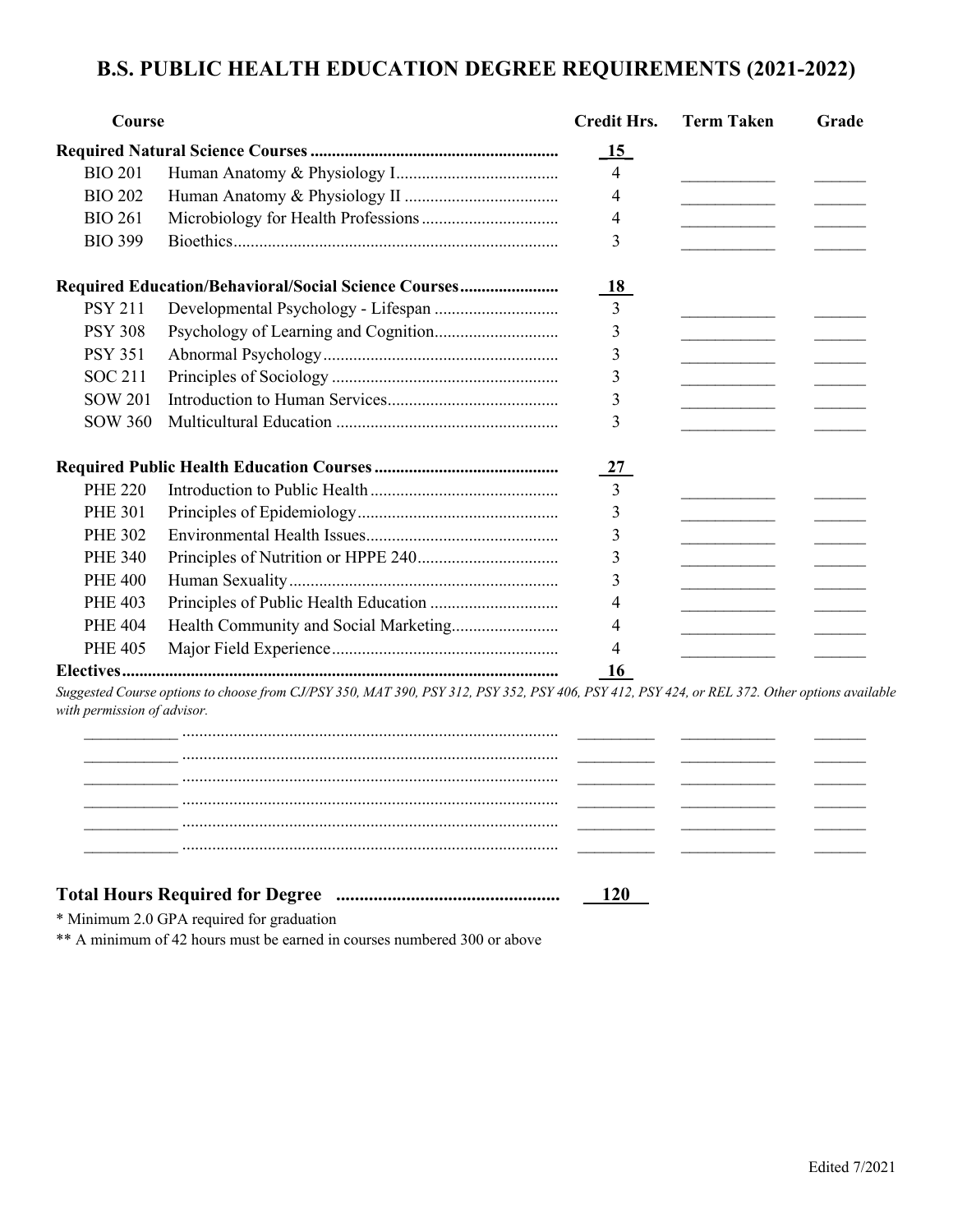# B.S. PUBLIC HEALTH EDUCATION DEGREE REQUIREMENTS (2021-2022)

| Course | | Credit Hrs. | Term Taken | Grade |
|---|---|---|---|---|
| **Required Natural Science Courses** | | **15** | | |
| BIO 201 | Human Anatomy & Physiology I | 4 | | |
| BIO 202 | Human Anatomy & Physiology II | 4 | | |
| BIO 261 | Microbiology for Health Professions | 4 | | |
| BIO 399 | Bioethics | 3 | | |
| **Required Education/Behavioral/Social Science Courses** | | **18** | | |
| PSY 211 | Developmental Psychology - Lifespan | 3 | | |
| PSY 308 | Psychology of Learning and Cognition | 3 | | |
| PSY 351 | Abnormal Psychology | 3 | | |
| SOC 211 | Principles of Sociology | 3 | | |
| SOW 201 | Introduction to Human Services | 3 | | |
| SOW 360 | Multicultural Education | 3 | | |
| **Required Public Health Education Courses** | | **27** | | |
| PHE 220 | Introduction to Public Health | 3 | | |
| PHE 301 | Principles of Epidemiology | 3 | | |
| PHE 302 | Environmental Health Issues | 3 | | |
| PHE 340 | Principles of Nutrition or HPPE 240 | 3 | | |
| PHE 400 | Human Sexuality | 3 | | |
| PHE 403 | Principles of Public Health Education | 4 | | |
| PHE 404 | Health Community and Social Marketing | 4 | | |
| PHE 405 | Major Field Experience | 4 | | |
| **Electives** | | **16** | | |

*Suggested Course options to choose from CJ/PSY 350, MAT 390, PSY 312, PSY 352, PSY 406, PSY 412, PSY 424, or REL 372. Other options available with permission of advisor.*

| | | | | |
|---|---|---|---|---|
| | | | | |
| | | | | |
| | | | | |
| | | | | |
| | | | | |
| | | | | |

**Total Hours Required for Degree .......... 120**

\* Minimum 2.0 GPA required for graduation

\*\* A minimum of 42 hours must be earned in courses numbered 300 or above

Edited 7/2021